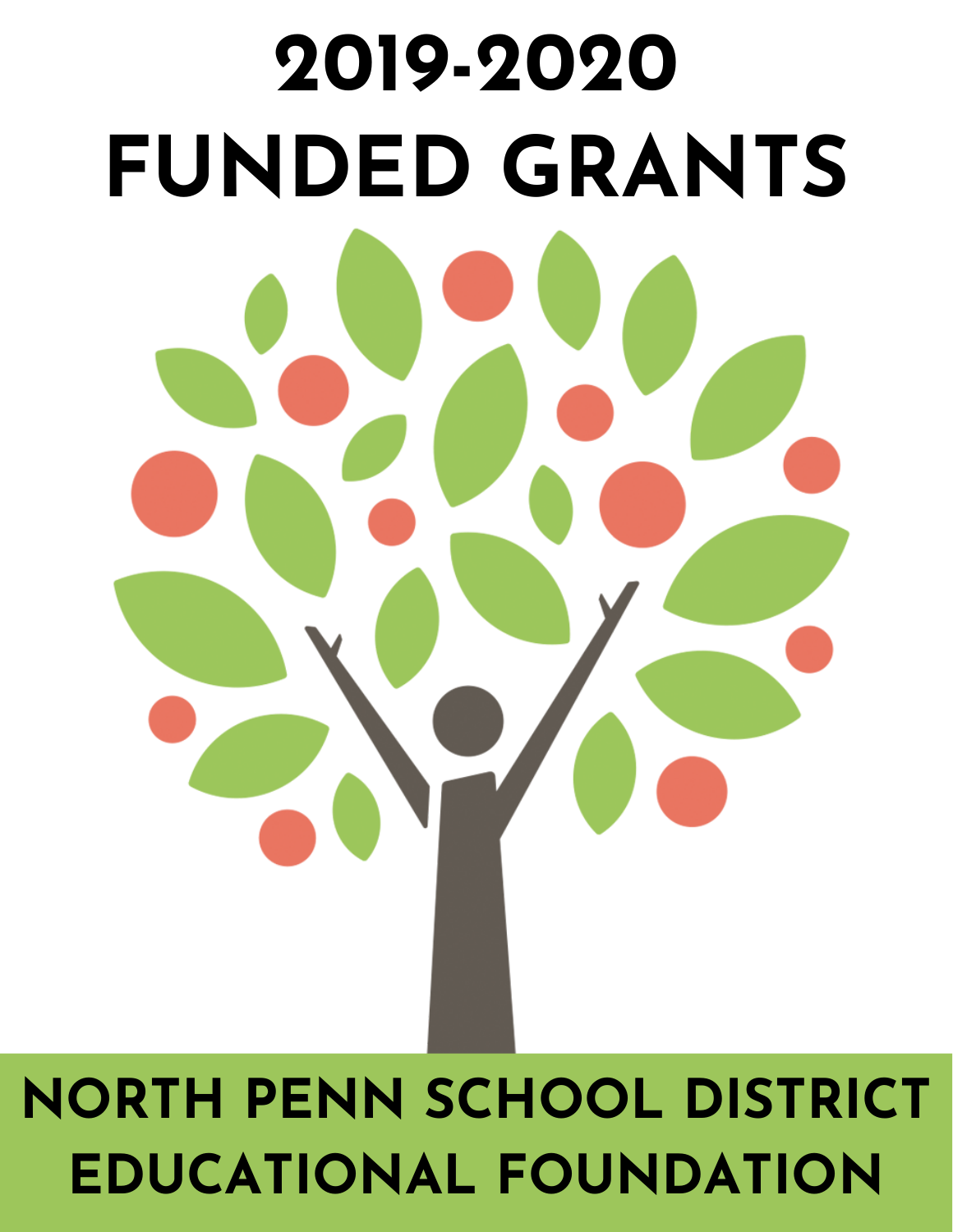# 2019-2020 FUNDED GRANTS

NORTH PENN SCHOOL DISTRICT EDUCATIONAL FOUNDATION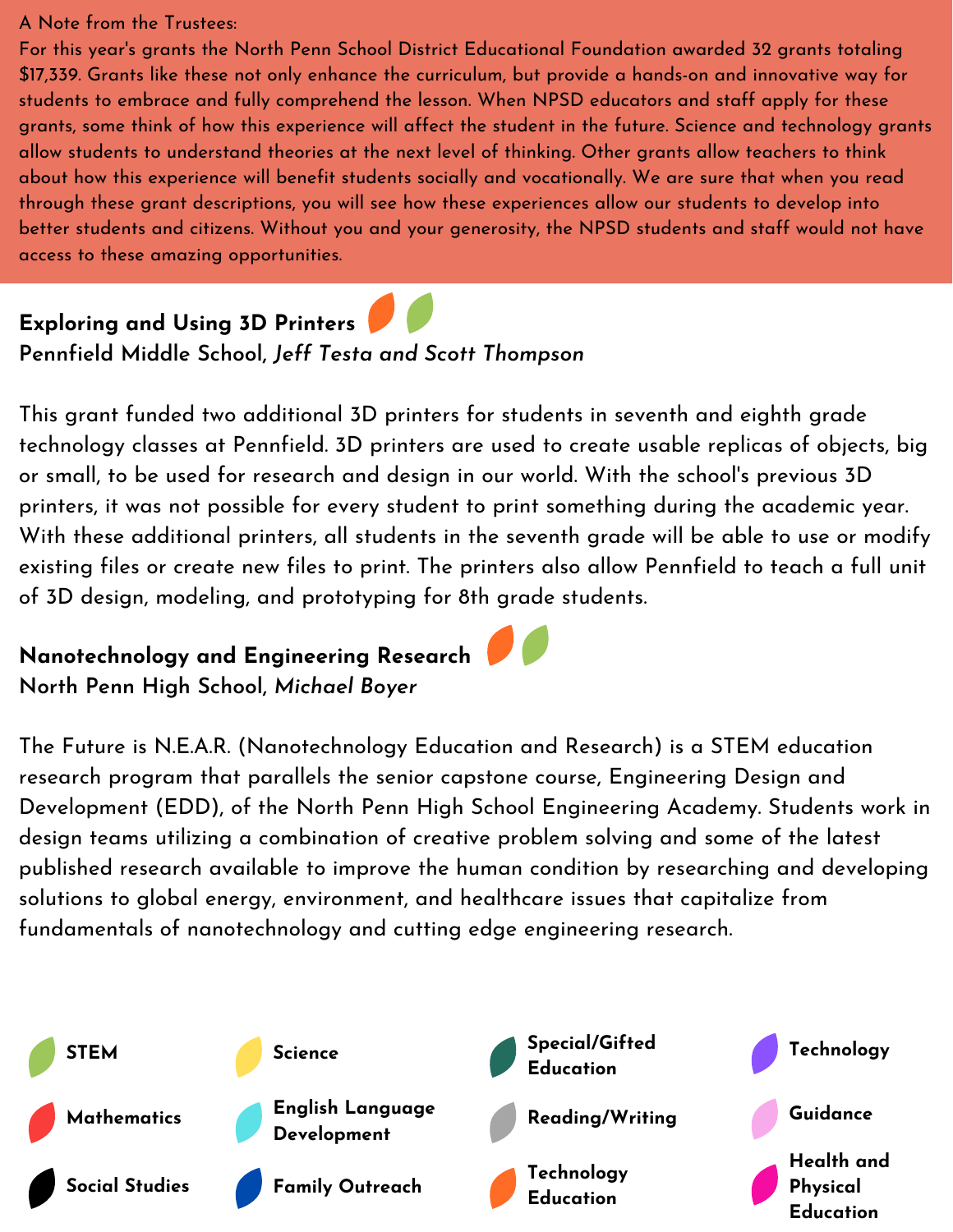A Note from the Trustees:
For this year's grants the North Penn School District Educational Foundation awarded 32 grants totaling $17,339. Grants like these not only enhance the curriculum, but provide a hands-on and innovative way for students to embrace and fully comprehend the lesson. When NPSD educators and staff apply for these grants, some think of how this experience will affect the student in the future. Science and technology grants allow students to understand theories at the next level of thinking. Other grants allow teachers to think about how this experience will benefit students socially and vocationally. We are sure that when you read through these grant descriptions, you will see how these experiences allow our students to develop into better students and citizens. Without you and your generosity, the NPSD students and staff would not have access to these amazing opportunities.

**Exploring and Using 3D Printers**
**Pennfield Middle School, *Jeff Testa and Scott Thompson***

This grant funded two additional 3D printers for students in seventh and eighth grade technology classes at Pennfield. 3D printers are used to create usable replicas of objects, big or small, to be used for research and design in our world. With the school's previous 3D printers, it was not possible for every student to print something during the academic year. With these additional printers, all students in the seventh grade will be able to use or modify existing files or create new files to print. The printers also allow Pennfield to teach a full unit of 3D design, modeling, and prototyping for 8th grade students.

**Nanotechnology and Engineering Research**
**North Penn High School, *Michael Boyer***

The Future is N.E.A.R. (Nanotechnology Education and Research) is a STEM education research program that parallels the senior capstone course, Engineering Design and Development (EDD), of the North Penn High School Engineering Academy. Students work in design teams utilizing a combination of creative problem solving and some of the latest published research available to improve the human condition by researching and developing solutions to global energy, environment, and healthcare issues that capitalize from fundamentals of nanotechnology and cutting edge engineering research.

STEM | Science | Special/Gifted Education | Technology
Mathematics | English Language Development | Reading/Writing | Guidance
Social Studies | Family Outreach | Technology Education | Health and Physical Education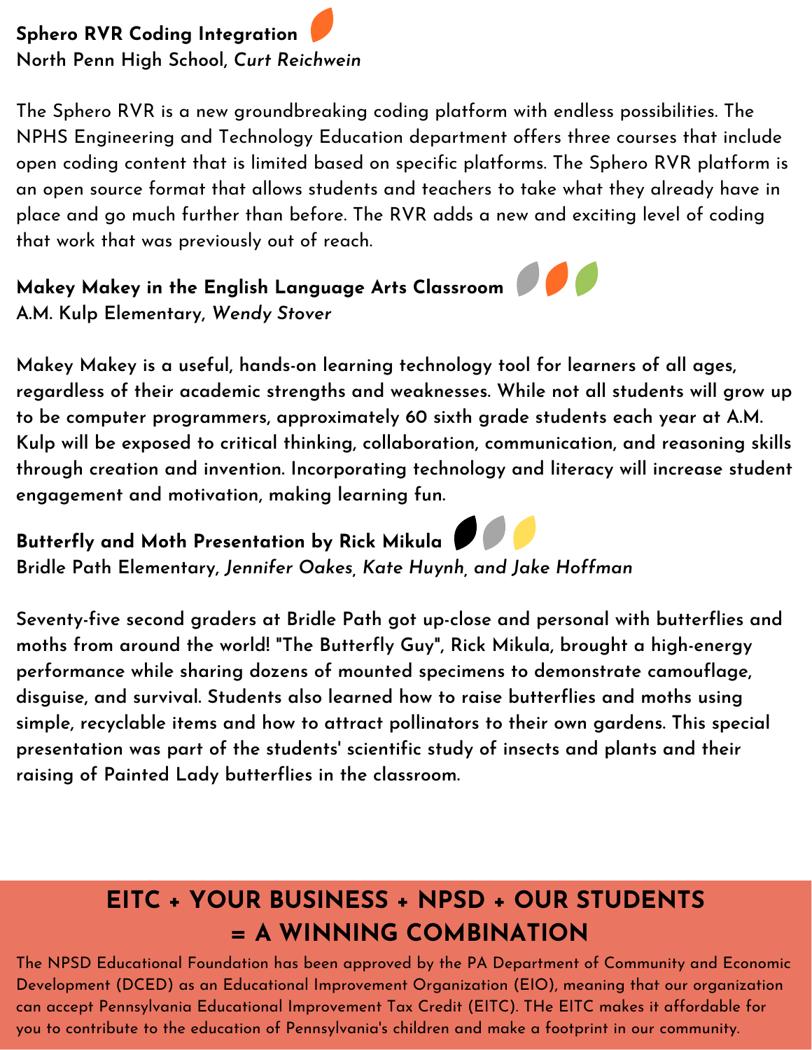**Sphero RVR Coding Integration**
**North Penn High School, *Curt Reichwein***

The Sphero RVR is a new groundbreaking coding platform with endless possibilities. The NPHS Engineering and Technology Education department offers three courses that include open coding content that is limited based on specific platforms. The Sphero RVR platform is an open source format that allows students and teachers to take what they already have in place and go much further than before. The RVR adds a new and exciting level of coding that work that was previously out of reach.

**Makey Makey in the English Language Arts Classroom**
**A.M. Kulp Elementary, *Wendy Stover***

**Makey Makey is a useful, hands-on learning technology tool for learners of all ages, regardless of their academic strengths and weaknesses. While not all students will grow up to be computer programmers, approximately 60 sixth grade students each year at A.M. Kulp will be exposed to critical thinking, collaboration, communication, and reasoning skills through creation and invention. Incorporating technology and literacy will increase student engagement and motivation, making learning fun.**

**Butterfly and Moth Presentation by Rick Mikula**
**Bridle Path Elementary, *Jennifer Oakes*, *Kate Huynh*, *and Jake Hoffman***

**Seventy-five second graders at Bridle Path got up-close and personal with butterflies and moths from around the world! "The Butterfly Guy", Rick Mikula, brought a high-energy performance while sharing dozens of mounted specimens to demonstrate camouflage, disguise, and survival. Students also learned how to raise butterflies and moths using simple, recyclable items and how to attract pollinators to their own gardens. This special presentation was part of the students' scientific study of insects and plants and their raising of Painted Lady butterflies in the classroom.**

## EITC + YOUR BUSINESS + NPSD + OUR STUDENTS = A WINNING COMBINATION

The NPSD Educational Foundation has been approved by the PA Department of Community and Economic Development (DCED) as an Educational Improvement Organization (EIO), meaning that our organization can accept Pennsylvania Educational Improvement Tax Credit (EITC). THe EITC makes it affordable for you to contribute to the education of Pennsylvania's children and make a footprint in our community.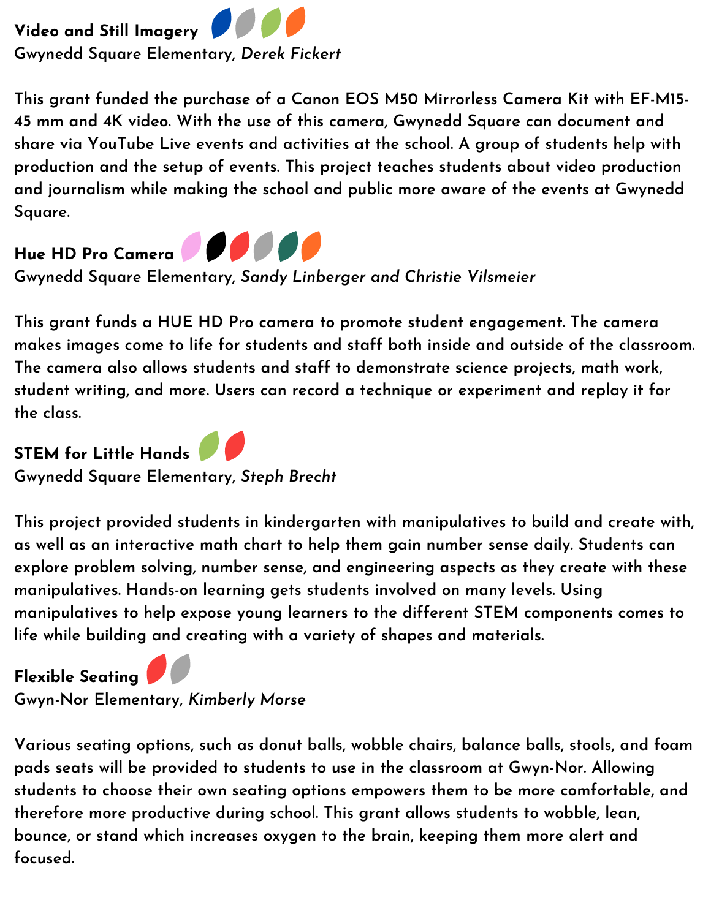### Video and Still Imagery

Gwynedd Square Elementary, *Derek Fickert*

This grant funded the purchase of a Canon EOS M50 Mirrorless Camera Kit with EF-M15-45 mm and 4K video. With the use of this camera, Gwynedd Square can document and share via YouTube Live events and activities at the school. A group of students help with production and the setup of events. This project teaches students about video production and journalism while making the school and public more aware of the events at Gwynedd Square.

### Hue HD Pro Camera

Gwynedd Square Elementary, *Sandy Linberger and Christie Vilsmeier*

This grant funds a HUE HD Pro camera to promote student engagement. The camera makes images come to life for students and staff both inside and outside of the classroom. The camera also allows students and staff to demonstrate science projects, math work, student writing, and more. Users can record a technique or experiment and replay it for the class.

### STEM for Little Hands

Gwynedd Square Elementary, *Steph Brecht*

This project provided students in kindergarten with manipulatives to build and create with, as well as an interactive math chart to help them gain number sense daily. Students can explore problem solving, number sense, and engineering aspects as they create with these manipulatives. Hands-on learning gets students involved on many levels. Using manipulatives to help expose young learners to the different STEM components comes to life while building and creating with a variety of shapes and materials.

### Flexible Seating

Gwyn-Nor Elementary, *Kimberly Morse*

Various seating options, such as donut balls, wobble chairs, balance balls, stools, and foam pads seats will be provided to students to use in the classroom at Gwyn-Nor. Allowing students to choose their own seating options empowers them to be more comfortable, and therefore more productive during school. This grant allows students to wobble, lean, bounce, or stand which increases oxygen to the brain, keeping them more alert and focused.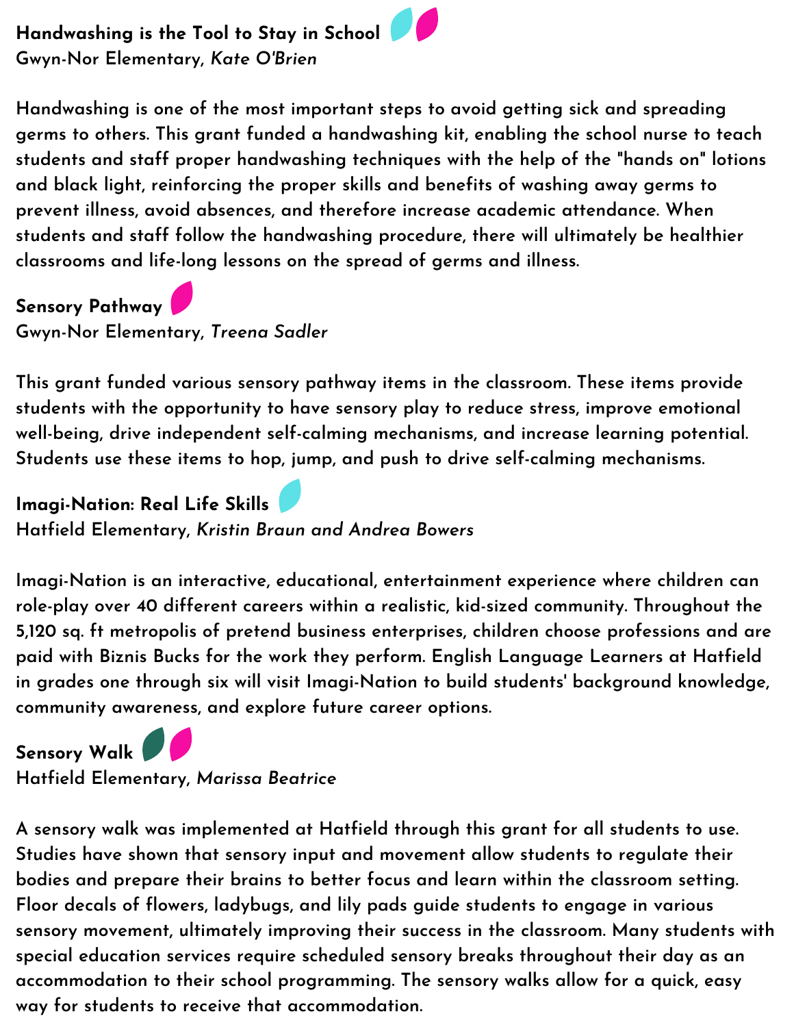### Handwashing is the Tool to Stay in School

Gwyn-Nor Elementary, *Kate O'Brien*

Handwashing is one of the most important steps to avoid getting sick and spreading germs to others. This grant funded a handwashing kit, enabling the school nurse to teach students and staff proper handwashing techniques with the help of the "hands on" lotions and black light, reinforcing the proper skills and benefits of washing away germs to prevent illness, avoid absences, and therefore increase academic attendance. When students and staff follow the handwashing procedure, there will ultimately be healthier classrooms and life-long lessons on the spread of germs and illness.

### Sensory Pathway

Gwyn-Nor Elementary, *Treena Sadler*

This grant funded various sensory pathway items in the classroom. These items provide students with the opportunity to have sensory play to reduce stress, improve emotional well-being, drive independent self-calming mechanisms, and increase learning potential. Students use these items to hop, jump, and push to drive self-calming mechanisms.

### Imagi-Nation: Real Life Skills

Hatfield Elementary, *Kristin Braun and Andrea Bowers*

Imagi-Nation is an interactive, educational, entertainment experience where children can role-play over 40 different careers within a realistic, kid-sized community. Throughout the 5,120 sq. ft metropolis of pretend business enterprises, children choose professions and are paid with Biznis Bucks for the work they perform. English Language Learners at Hatfield in grades one through six will visit Imagi-Nation to build students' background knowledge, community awareness, and explore future career options.

### Sensory Walk

Hatfield Elementary, *Marissa Beatrice*

A sensory walk was implemented at Hatfield through this grant for all students to use. Studies have shown that sensory input and movement allow students to regulate their bodies and prepare their brains to better focus and learn within the classroom setting. Floor decals of flowers, ladybugs, and lily pads guide students to engage in various sensory movement, ultimately improving their success in the classroom. Many students with special education services require scheduled sensory breaks throughout their day as an accommodation to their school programming. The sensory walks allow for a quick, easy way for students to receive that accommodation.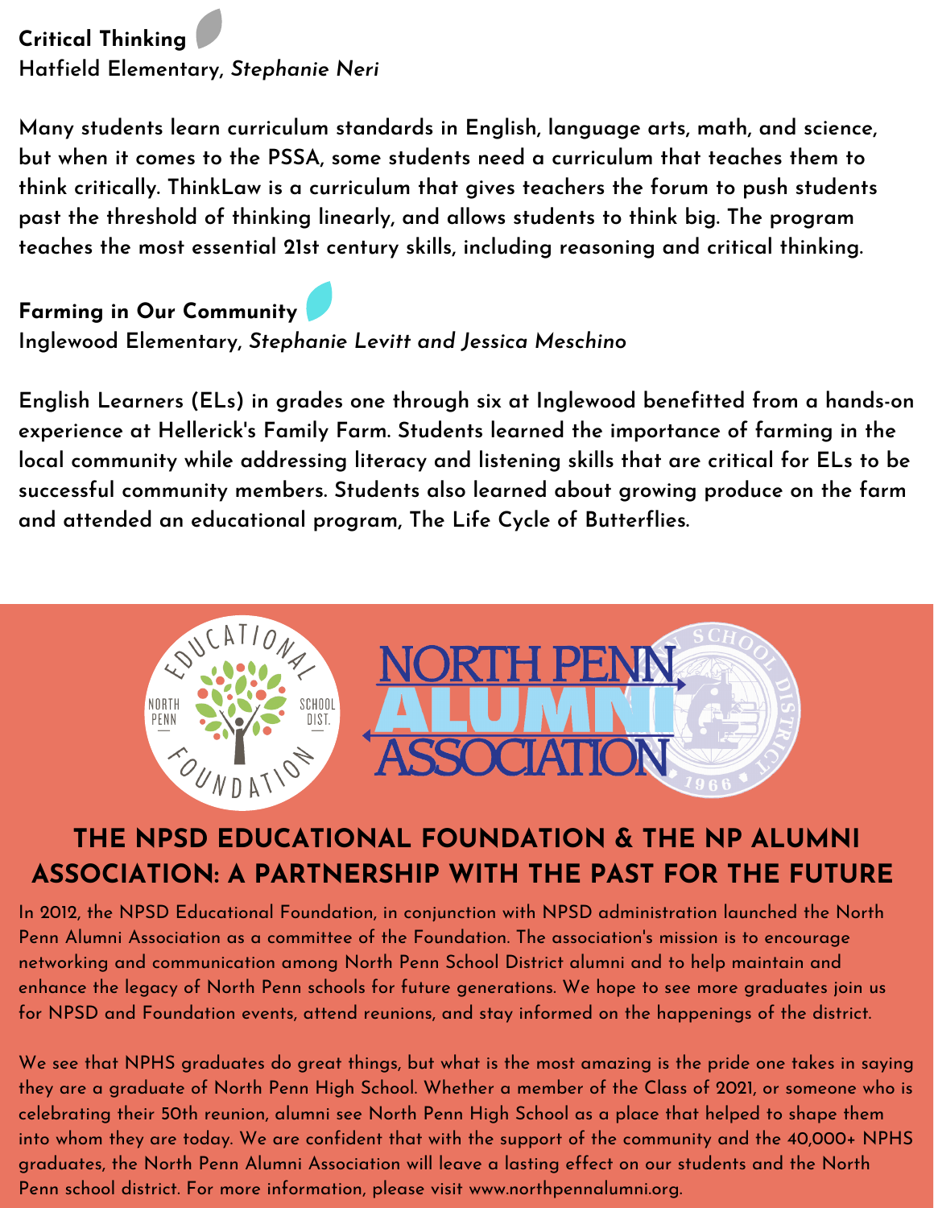### Critical Thinking

Hatfield Elementary, *Stephanie Neri*

Many students learn curriculum standards in English, language arts, math, and science, but when it comes to the PSSA, some students need a curriculum that teaches them to think critically. ThinkLaw is a curriculum that gives teachers the forum to push students past the threshold of thinking linearly, and allows students to think big. The program teaches the most essential 21st century skills, including reasoning and critical thinking.

### Farming in Our Community

Inglewood Elementary, *Stephanie Levitt and Jessica Meschino*

English Learners (ELs) in grades one through six at Inglewood benefitted from a hands-on experience at Hellerick's Family Farm. Students learned the importance of farming in the local community while addressing literacy and listening skills that are critical for ELs to be successful community members. Students also learned about growing produce on the farm and attended an educational program, The Life Cycle of Butterflies.

## THE NPSD EDUCATIONAL FOUNDATION & THE NP ALUMNI ASSOCIATION: A PARTNERSHIP WITH THE PAST FOR THE FUTURE

In 2012, the NPSD Educational Foundation, in conjunction with NPSD administration launched the North Penn Alumni Association as a committee of the Foundation. The association's mission is to encourage networking and communication among North Penn School District alumni and to help maintain and enhance the legacy of North Penn schools for future generations. We hope to see more graduates join us for NPSD and Foundation events, attend reunions, and stay informed on the happenings of the district.

We see that NPHS graduates do great things, but what is the most amazing is the pride one takes in saying they are a graduate of North Penn High School. Whether a member of the Class of 2021, or someone who is celebrating their 50th reunion, alumni see North Penn High School as a place that helped to shape them into whom they are today. We are confident that with the support of the community and the 40,000+ NPHS graduates, the North Penn Alumni Association will leave a lasting effect on our students and the North Penn school district. For more information, please visit www.northpennalumni.org.